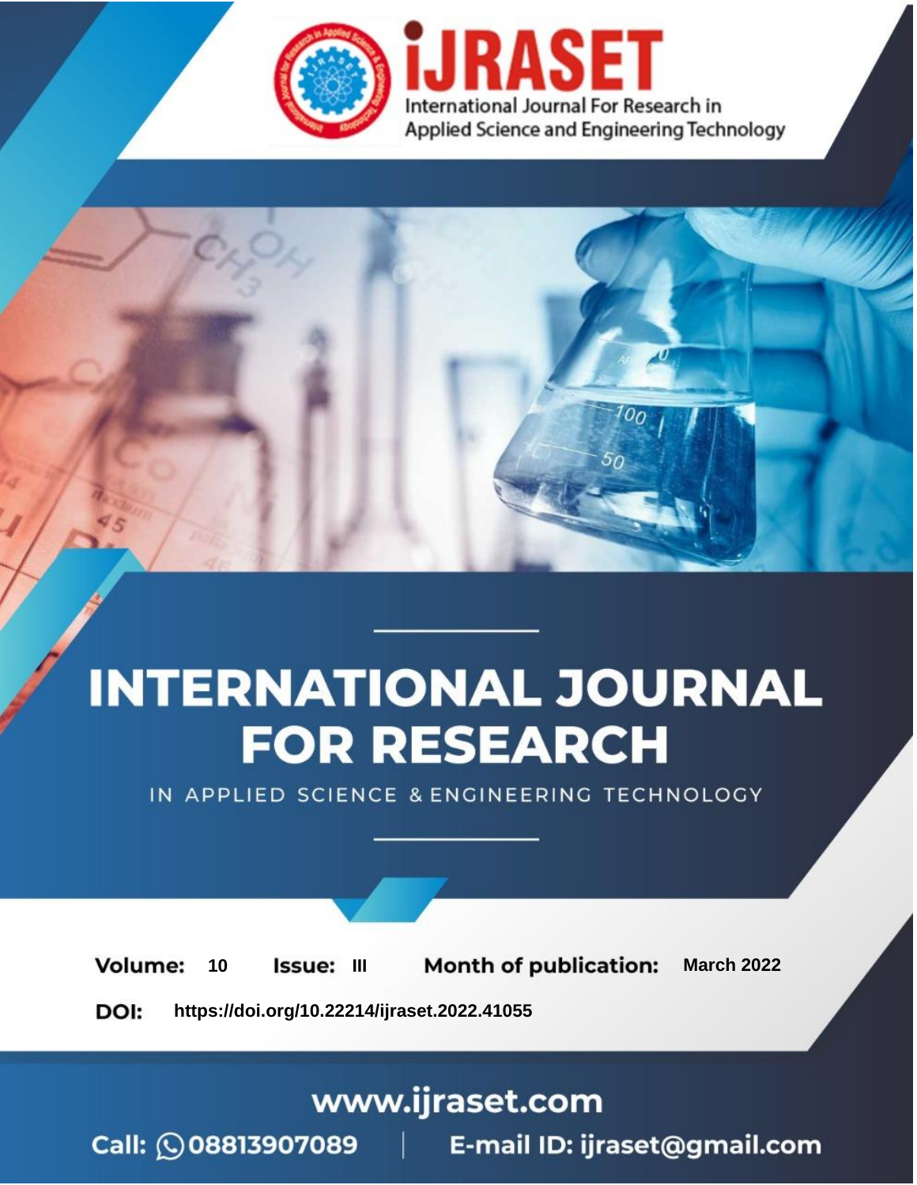# INTERNATIONAL JOURNAL FOR RESEARCH

IN APPLIED SCIENCE & ENGINEERING TECHNOLOGY

iJRASET

International Journal For Research in Applied Science and Engineering Technology

**Volume:** 10 **Issue:** III **Month of publication:** March 2022

**DOI:** https://doi.org/10.22214/ijraset.2022.41055

www.ijraset.com

Call: 08813907089 | E-mail ID: ijraset@gmail.com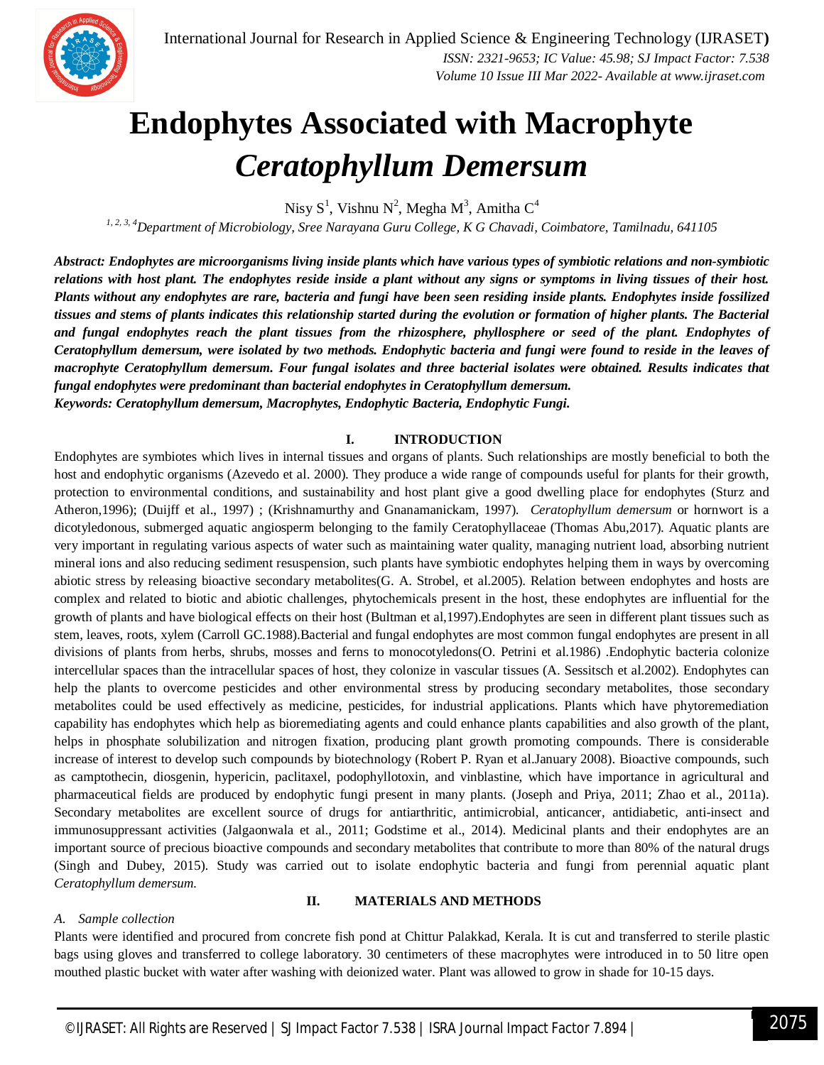# Endophytes Associated with Macrophyte *Ceratophyllum Demersum*

Nisy S[1], Vishnu N[2], Megha M[3], Amitha C[4]

[1, 2, 3, 4]*Department of Microbiology, Sree Narayana Guru College, K G Chavadi, Coimbatore, Tamilnadu, 641105*

***Abstract:** Endophytes are microorganisms living inside plants which have various types of symbiotic relations and non-symbiotic relations with host plant. The endophytes reside inside a plant without any signs or symptoms in living tissues of their host. Plants without any endophytes are rare, bacteria and fungi have been seen residing inside plants. Endophytes inside fossilized tissues and stems of plants indicates this relationship started during the evolution or formation of higher plants. The Bacterial and fungal endophytes reach the plant tissues from the rhizosphere, phyllosphere or seed of the plant. Endophytes of Ceratophyllum demersum, were isolated by two methods. Endophytic bacteria and fungi were found to reside in the leaves of macrophyte Ceratophyllum demersum. Four fungal isolates and three bacterial isolates were obtained. Results indicates that fungal endophytes were predominant than bacterial endophytes in Ceratophyllum demersum.*

***Keywords:** Ceratophyllum demersum, Macrophytes, Endophytic Bacteria, Endophytic Fungi.*

## I. INTRODUCTION

Endophytes are symbiotes which lives in internal tissues and organs of plants. Such relationships are mostly beneficial to both the host and endophytic organisms (Azevedo et al. 2000). They produce a wide range of compounds useful for plants for their growth, protection to environmental conditions, and sustainability and host plant give a good dwelling place for endophytes (Sturz and Atheron,1996); (Duijff et al., 1997) ; (Krishnamurthy and Gnanamanickam, 1997). *Ceratophyllum demersum* or hornwort is a dicotyledonous, submerged aquatic angiosperm belonging to the family Ceratophyllaceae (Thomas Abu,2017). Aquatic plants are very important in regulating various aspects of water such as maintaining water quality, managing nutrient load, absorbing nutrient mineral ions and also reducing sediment resuspension, such plants have symbiotic endophytes helping them in ways by overcoming abiotic stress by releasing bioactive secondary metabolites(G. A. Strobel, et al.2005). Relation between endophytes and hosts are complex and related to biotic and abiotic challenges, phytochemicals present in the host, these endophytes are influential for the growth of plants and have biological effects on their host (Bultman et al,1997).Endophytes are seen in different plant tissues such as stem, leaves, roots, xylem (Carroll GC.1988).Bacterial and fungal endophytes are most common fungal endophytes are present in all divisions of plants from herbs, shrubs, mosses and ferns to monocotyledons(O. Petrini et al.1986) .Endophytic bacteria colonize intercellular spaces than the intracellular spaces of host, they colonize in vascular tissues (A. Sessitsch et al.2002). Endophytes can help the plants to overcome pesticides and other environmental stress by producing secondary metabolites, those secondary metabolites could be used effectively as medicine, pesticides, for industrial applications. Plants which have phytoremediation capability has endophytes which help as bioremediating agents and could enhance plants capabilities and also growth of the plant, helps in phosphate solubilization and nitrogen fixation, producing plant growth promoting compounds. There is considerable increase of interest to develop such compounds by biotechnology (Robert P. Ryan et al.January 2008). Bioactive compounds, such as camptothecin, diosgenin, hypericin, paclitaxel, podophyllotoxin, and vinblastine, which have importance in agricultural and pharmaceutical fields are produced by endophytic fungi present in many plants. (Joseph and Priya, 2011; Zhao et al., 2011a). Secondary metabolites are excellent source of drugs for antiarthritic, antimicrobial, anticancer, antidiabetic, anti-insect and immunosuppressant activities (Jalgaonwala et al., 2011; Godstime et al., 2014). Medicinal plants and their endophytes are an important source of precious bioactive compounds and secondary metabolites that contribute to more than 80% of the natural drugs (Singh and Dubey, 2015). Study was carried out to isolate endophytic bacteria and fungi from perennial aquatic plant *Ceratophyllum demersum.*

## II. MATERIALS AND METHODS

### *A. Sample collection*

Plants were identified and procured from concrete fish pond at Chittur Palakkad, Kerala. It is cut and transferred to sterile plastic bags using gloves and transferred to college laboratory. 30 centimeters of these macrophytes were introduced in to 50 litre open mouthed plastic bucket with water after washing with deionized water. Plant was allowed to grow in shade for 10-15 days.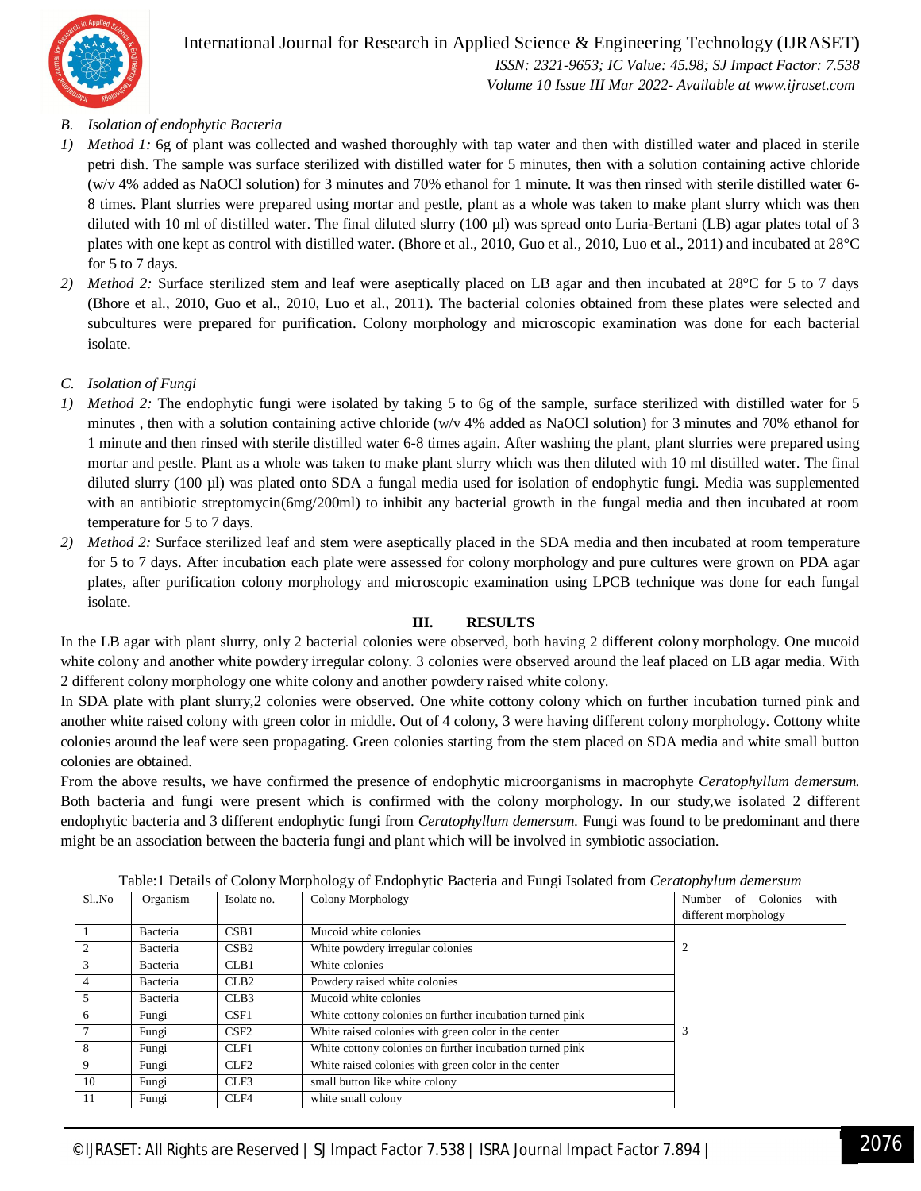### B. *Isolation of endophytic Bacteria*

1) *Method 1:* 6g of plant was collected and washed thoroughly with tap water and then with distilled water and placed in sterile petri dish. The sample was surface sterilized with distilled water for 5 minutes, then with a solution containing active chloride (w/v 4% added as NaOCl solution) for 3 minutes and 70% ethanol for 1 minute. It was then rinsed with sterile distilled water 6-8 times. Plant slurries were prepared using mortar and pestle, plant as a whole was taken to make plant slurry which was then diluted with 10 ml of distilled water. The final diluted slurry (100 µl) was spread onto Luria-Bertani (LB) agar plates total of 3 plates with one kept as control with distilled water. (Bhore et al., 2010, Guo et al., 2010, Luo et al., 2011) and incubated at 28°C for 5 to 7 days.
2) *Method 2:* Surface sterilized stem and leaf were aseptically placed on LB agar and then incubated at 28°C for 5 to 7 days (Bhore et al., 2010, Guo et al., 2010, Luo et al., 2011). The bacterial colonies obtained from these plates were selected and subcultures were prepared for purification. Colony morphology and microscopic examination was done for each bacterial isolate.

### C. *Isolation of Fungi*

1) *Method 2:* The endophytic fungi were isolated by taking 5 to 6g of the sample, surface sterilized with distilled water for 5 minutes , then with a solution containing active chloride (w/v 4% added as NaOCl solution) for 3 minutes and 70% ethanol for 1 minute and then rinsed with sterile distilled water 6-8 times again. After washing the plant, plant slurries were prepared using mortar and pestle. Plant as a whole was taken to make plant slurry which was then diluted with 10 ml distilled water. The final diluted slurry (100 µl) was plated onto SDA a fungal media used for isolation of endophytic fungi. Media was supplemented with an antibiotic streptomycin(6mg/200ml) to inhibit any bacterial growth in the fungal media and then incubated at room temperature for 5 to 7 days.
2) *Method 2:* Surface sterilized leaf and stem were aseptically placed in the SDA media and then incubated at room temperature for 5 to 7 days. After incubation each plate were assessed for colony morphology and pure cultures were grown on PDA agar plates, after purification colony morphology and microscopic examination using LPCB technique was done for each fungal isolate.

## III. RESULTS

In the LB agar with plant slurry, only 2 bacterial colonies were observed, both having 2 different colony morphology. One mucoid white colony and another white powdery irregular colony. 3 colonies were observed around the leaf placed on LB agar media. With 2 different colony morphology one white colony and another powdery raised white colony.

In SDA plate with plant slurry,2 colonies were observed. One white cottony colony which on further incubation turned pink and another white raised colony with green color in middle. Out of 4 colony, 3 were having different colony morphology. Cottony white colonies around the leaf were seen propagating. Green colonies starting from the stem placed on SDA media and white small button colonies are obtained.

From the above results, we have confirmed the presence of endophytic microorganisms in macrophyte *Ceratophyllum demersum.* Both bacteria and fungi were present which is confirmed with the colony morphology. In our study,we isolated 2 different endophytic bacteria and 3 different endophytic fungi from *Ceratophyllum demersum.* Fungi was found to be predominant and there might be an association between the bacteria fungi and plant which will be involved in symbiotic association.

Table:1 Details of Colony Morphology of Endophytic Bacteria and Fungi Isolated from *Ceratophylum demersum*

| Sl..No | Organism | Isolate no. | Colony Morphology | Number of Colonies with different morphology |
|---|---|---|---|---|
| 1 | Bacteria | CSB1 | Mucoid white colonies | 2 |
| 2 | Bacteria | CSB2 | White powdery irregular colonies | |
| 3 | Bacteria | CLB1 | White colonies | |
| 4 | Bacteria | CLB2 | Powdery raised white colonies | |
| 5 | Bacteria | CLB3 | Mucoid white colonies | |
| 6 | Fungi | CSF1 | White cottony colonies on further incubation turned pink | 3 |
| 7 | Fungi | CSF2 | White raised colonies with green color in the center | |
| 8 | Fungi | CLF1 | White cottony colonies on further incubation turned pink | |
| 9 | Fungi | CLF2 | White raised colonies with green color in the center | |
| 10 | Fungi | CLF3 | small button like white colony | |
| 11 | Fungi | CLF4 | white small colony | |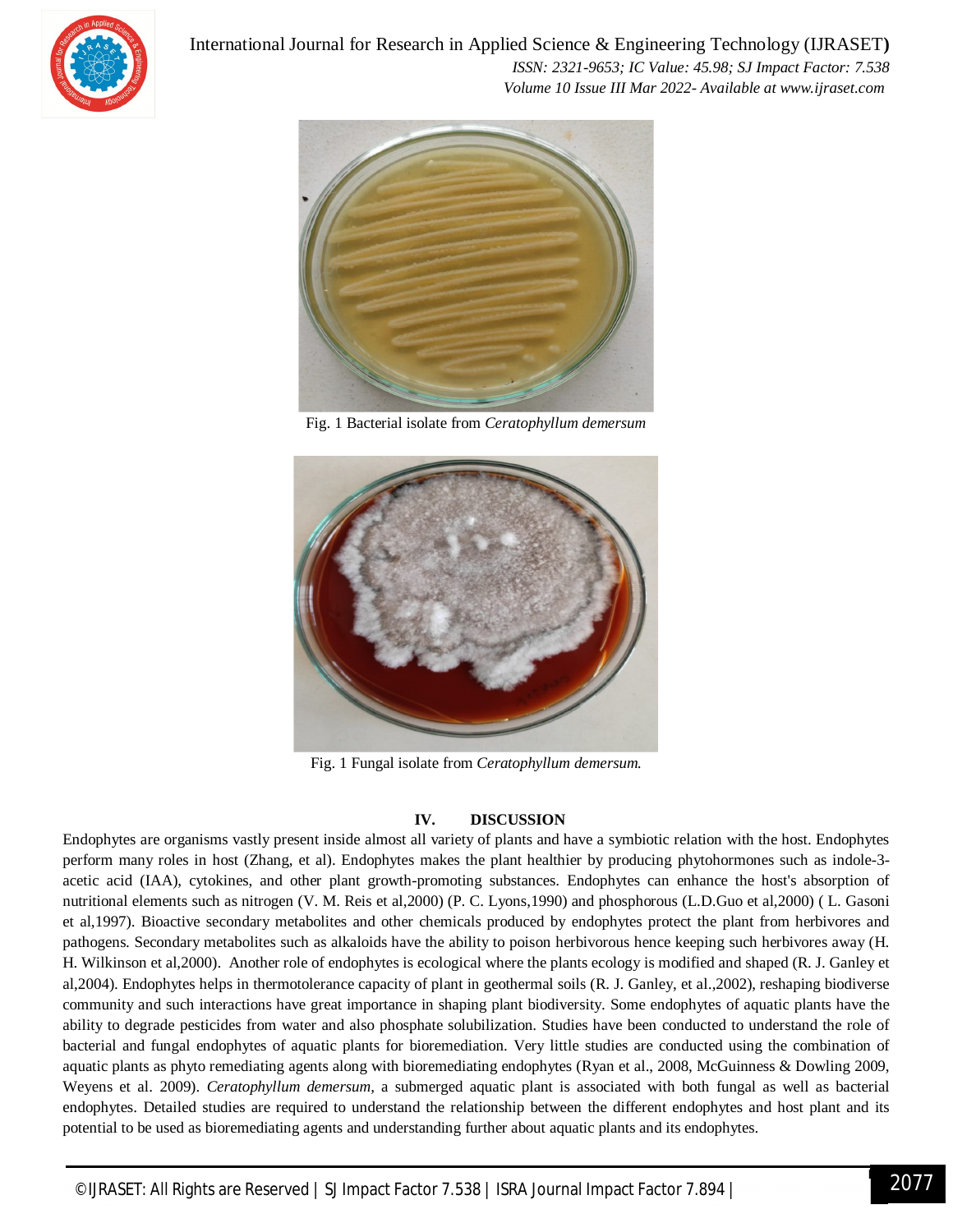Fig. 1 Bacterial isolate from *Ceratophyllum demersum*

Fig. 1 Fungal isolate from *Ceratophyllum demersum.*

## IV. DISCUSSION

Endophytes are organisms vastly present inside almost all variety of plants and have a symbiotic relation with the host. Endophytes perform many roles in host (Zhang, et al). Endophytes makes the plant healthier by producing phytohormones such as indole-3-acetic acid (IAA), cytokines, and other plant growth-promoting substances. Endophytes can enhance the host's absorption of nutritional elements such as nitrogen (V. M. Reis et al,2000) (P. C. Lyons,1990) and phosphorous (L.D.Guo et al,2000) ( L. Gasoni et al,1997). Bioactive secondary metabolites and other chemicals produced by endophytes protect the plant from herbivores and pathogens. Secondary metabolites such as alkaloids have the ability to poison herbivorous hence keeping such herbivores away (H. H. Wilkinson et al,2000). Another role of endophytes is ecological where the plants ecology is modified and shaped (R. J. Ganley et al,2004). Endophytes helps in thermotolerance capacity of plant in geothermal soils (R. J. Ganley, et al.,2002), reshaping biodiverse community and such interactions have great importance in shaping plant biodiversity. Some endophytes of aquatic plants have the ability to degrade pesticides from water and also phosphate solubilization. Studies have been conducted to understand the role of bacterial and fungal endophytes of aquatic plants for bioremediation. Very little studies are conducted using the combination of aquatic plants as phyto remediating agents along with bioremediating endophytes (Ryan et al., 2008, McGuinness & Dowling 2009, Weyens et al. 2009). *Ceratophyllum demersum*, a submerged aquatic plant is associated with both fungal as well as bacterial endophytes. Detailed studies are required to understand the relationship between the different endophytes and host plant and its potential to be used as bioremediating agents and understanding further about aquatic plants and its endophytes.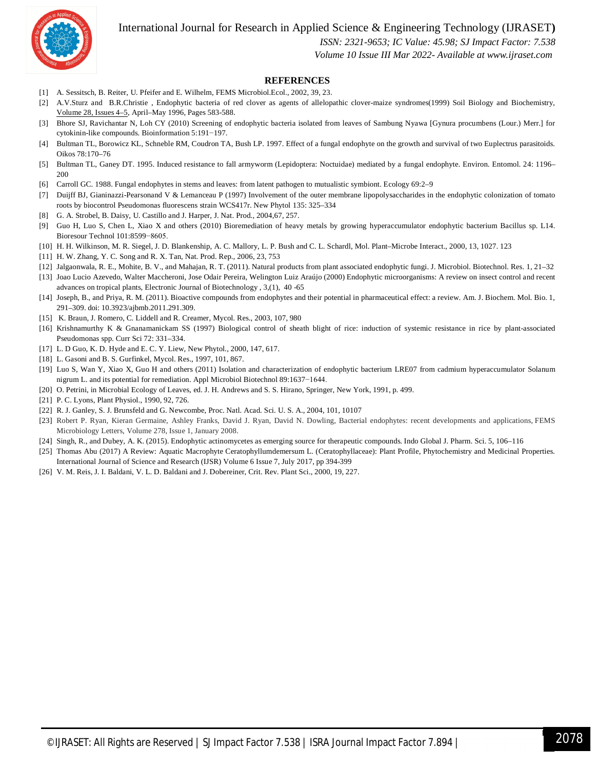## REFERENCES

[1] A. Sessitsch, B. Reiter, U. Pfeifer and E. Wilhelm, FEMS Microbiol.Ecol., 2002, 39, 23.

[2] A.V.Sturz and B.R.Christie , Endophytic bacteria of red clover as agents of allelopathic clover-maize syndromes(1999) Soil Biology and Biochemistry, Volume 28, Issues 4–5, April–May 1996, Pages 583-588.

[3] Bhore SJ, Ravichantar N, Loh CY (2010) Screening of endophytic bacteria isolated from leaves of Sambung Nyawa [Gynura procumbens (Lour.) Merr.] for cytokinin-like compounds. Bioinformation 5:191−197.

[4] Bultman TL, Borowicz KL, Schneble RM, Coudron TA, Bush LP. 1997. Effect of a fungal endophyte on the growth and survival of two Euplectrus parasitoids. Oikos 78:170–76

[5] Bultman TL, Ganey DT. 1995. Induced resistance to fall armyworm (Lepidoptera: Noctuidae) mediated by a fungal endophyte. Environ. Entomol. 24: 1196–200

[6] Carroll GC. 1988. Fungal endophytes in stems and leaves: from latent pathogen to mutualistic symbiont. Ecology 69:2–9

[7] Duijff BJ, Gianinazzi-Pearsonand V & Lemanceau P (1997) Involvement of the outer membrane lipopolysaccharides in the endophytic colonization of tomato roots by biocontrol Pseudomonas fluorescens strain WCS417r. New Phytol 135: 325–334

[8] G. A. Strobel, B. Daisy, U. Castillo and J. Harper, J. Nat. Prod., 2004,67, 257.

[9] Guo H, Luo S, Chen L, Xiao X and others (2010) Bioremediation of heavy metals by growing hyperaccumulator endophytic bacterium Bacillus sp. L14. Bioresour Technol 101:8599−8605.

[10] H. H. Wilkinson, M. R. Siegel, J. D. Blankenship, A. C. Mallory, L. P. Bush and C. L. Schardl, Mol. Plant–Microbe Interact., 2000, 13, 1027. 123

[11] H. W. Zhang, Y. C. Song and R. X. Tan, Nat. Prod. Rep., 2006, 23, 753

[12] Jalgaonwala, R. E., Mohite, B. V., and Mahajan, R. T. (2011). Natural products from plant associated endophytic fungi. J. Microbiol. Biotechnol. Res. 1, 21–32

[13] Joao Lucio Azevedo, Walter Maccheroni, Jose Odair Pereira, Welington Luiz Araújo (2000) Endophytic microorganisms: A review on insect control and recent advances on tropical plants, Electronic Journal of Biotechnology , 3,(1), 40 -65

[14] Joseph, B., and Priya, R. M. (2011). Bioactive compounds from endophytes and their potential in pharmaceutical effect: a review. Am. J. Biochem. Mol. Bio. 1, 291–309. doi: 10.3923/ajbmb.2011.291.309.

[15] K. Braun, J. Romero, C. Liddell and R. Creamer, Mycol. Res., 2003, 107, 980

[16] Krishnamurthy K & Gnanamanickam SS (1997) Biological control of sheath blight of rice: induction of systemic resistance in rice by plant-associated Pseudomonas spp. Curr Sci 72: 331–334.

[17] L. D Guo, K. D. Hyde and E. C. Y. Liew, New Phytol., 2000, 147, 617.

[18] L. Gasoni and B. S. Gurfinkel, Mycol. Res., 1997, 101, 867.

[19] Luo S, Wan Y, Xiao X, Guo H and others (2011) Isolation and characterization of endophytic bacterium LRE07 from cadmium hyperaccumulator Solanum nigrum L. and its potential for remediation. Appl Microbiol Biotechnol 89:1637−1644.

[20] O. Petrini, in Microbial Ecology of Leaves, ed. J. H. Andrews and S. S. Hirano, Springer, New York, 1991, p. 499.

[21] P. C. Lyons, Plant Physiol., 1990, 92, 726.

[22] R. J. Ganley, S. J. Brunsfeld and G. Newcombe, Proc. Natl. Acad. Sci. U. S. A., 2004, 101, 10107

[23] Robert P. Ryan, Kieran Germaine, Ashley Franks, David J. Ryan, David N. Dowling, Bacterial endophytes: recent developments and applications, FEMS Microbiology Letters, Volume 278, Issue 1, January 2008.

[24] Singh, R., and Dubey, A. K. (2015). Endophytic actinomycetes as emerging source for therapeutic compounds. Indo Global J. Pharm. Sci. 5, 106–116

[25] Thomas Abu (2017) A Review: Aquatic Macrophyte Ceratophyllumdemersum L. (Ceratophyllaceae): Plant Profile, Phytochemistry and Medicinal Properties. International Journal of Science and Research (IJSR) Volume 6 Issue 7, July 2017, pp 394-399

[26] V. M. Reis, J. I. Baldani, V. L. D. Baldani and J. Dobereiner, Crit. Rev. Plant Sci., 2000, 19, 227.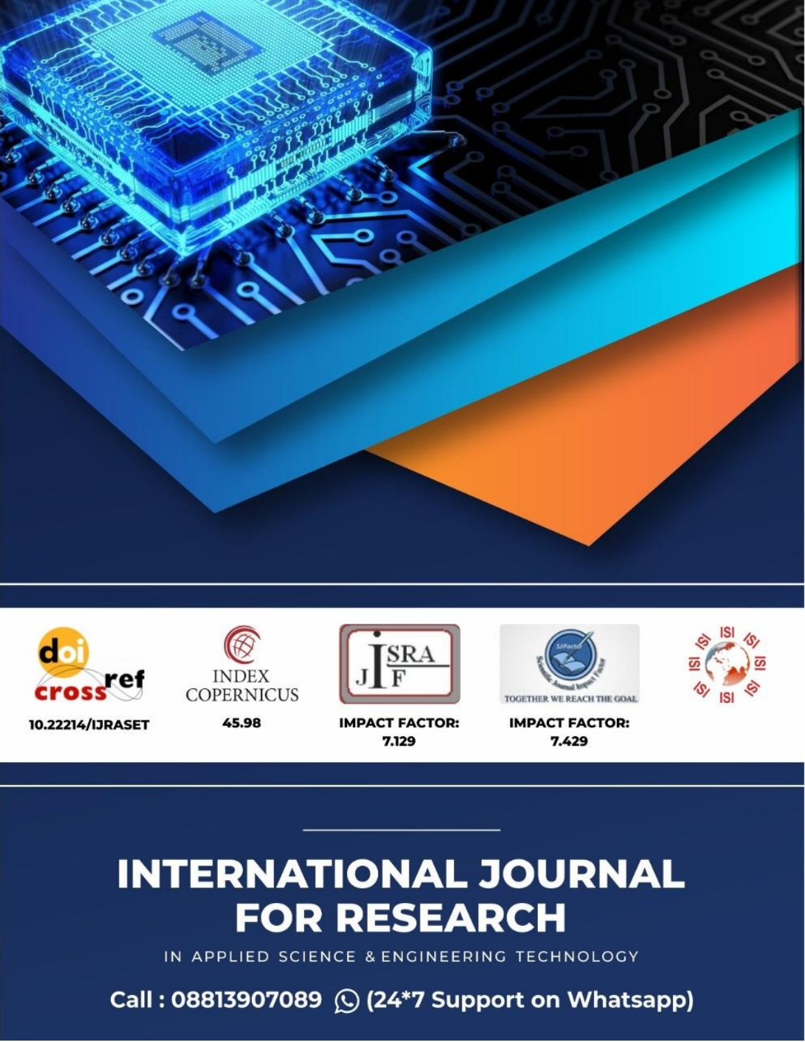10.22214/IJRASET

INDEX COPERNICUS

45.98

ISRA JIF

IMPACT FACTOR: 7.129

TOGETHER WE REACH THE GOAL

IMPACT FACTOR: 7.429

ISI

# INTERNATIONAL JOURNAL FOR RESEARCH

IN APPLIED SCIENCE & ENGINEERING TECHNOLOGY

Call : 08813907089 (24*7 Support on Whatsapp)